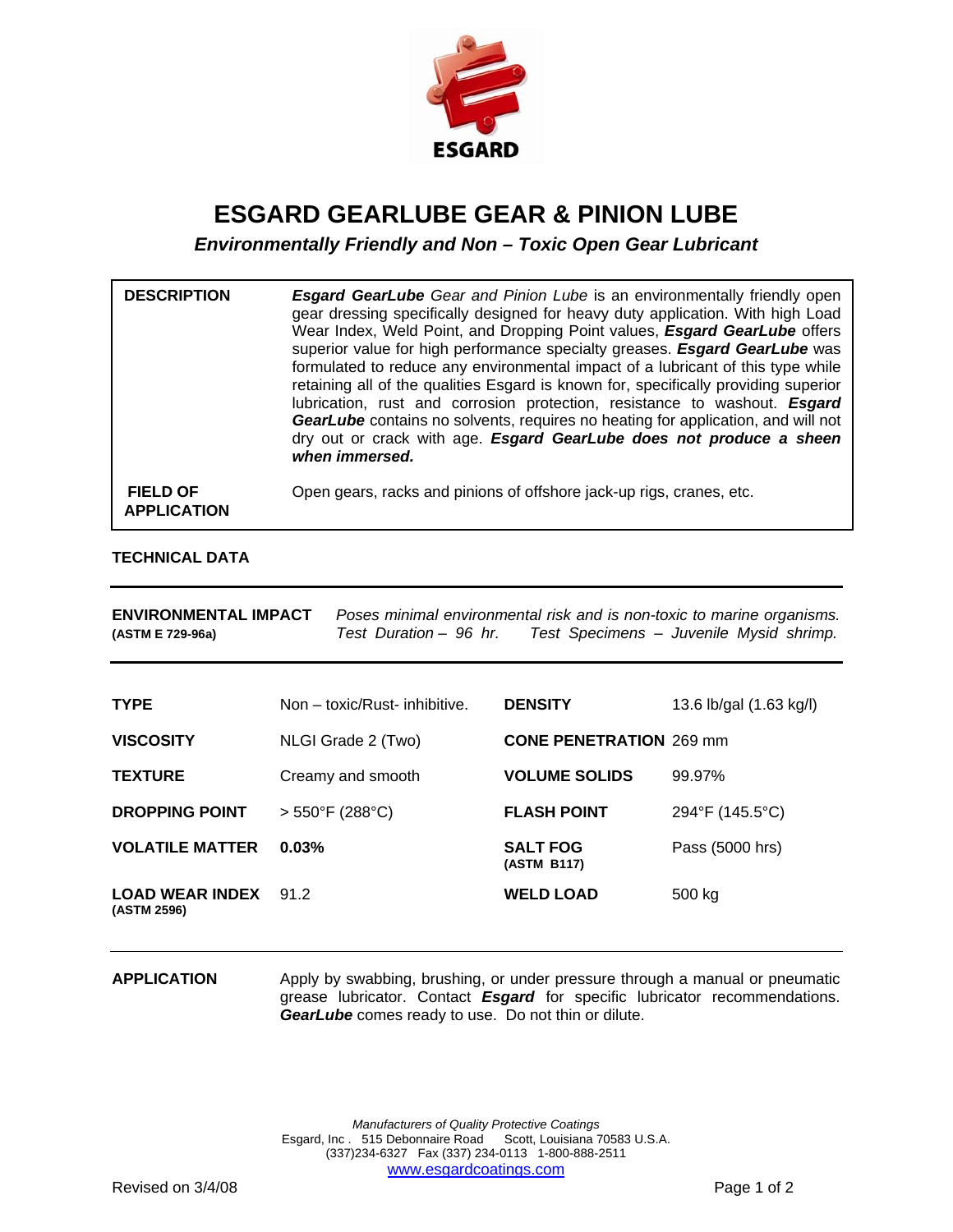ESGARD

# ESGARD GEARLUBE GEAR & PINION LUBE

***Environmentally Friendly and Non – Toxic Open Gear Lubricant***

| | |
|---|---|
| **DESCRIPTION** | ***Esgard GearLube*** *Gear and Pinion Lube* is an environmentally friendly open gear dressing specifically designed for heavy duty application. With high Load Wear Index, Weld Point, and Dropping Point values, ***Esgard GearLube*** offers superior value for high performance specialty greases. ***Esgard GearLube*** was formulated to reduce any environmental impact of a lubricant of this type while retaining all of the qualities Esgard is known for, specifically providing superior lubrication, rust and corrosion protection, resistance to washout. ***Esgard GearLube*** contains no solvents, requires no heating for application, and will not dry out or crack with age. ***Esgard GearLube does not produce a sheen when immersed.*** |
| **FIELD OF APPLICATION** | Open gears, racks and pinions of offshore jack-up rigs, cranes, etc. |

## TECHNICAL DATA

**ENVIRONMENTAL IMPACT**
**(ASTM E 729-96a)**

*Poses minimal environmental risk and is non-toxic to marine organisms. Test Duration – 96 hr. Test Specimens – Juvenile Mysid shrimp.*

| | | | |
|---|---|---|---|
| **TYPE** | Non – toxic/Rust- inhibitive. | **DENSITY** | 13.6 lb/gal (1.63 kg/l) |
| **VISCOSITY** | NLGI Grade 2 (Two) | **CONE PENETRATION** | 269 mm |
| **TEXTURE** | Creamy and smooth | **VOLUME SOLIDS** | 99.97% |
| **DROPPING POINT** | > 550°F (288°C) | **FLASH POINT** | 294°F (145.5°C) |
| **VOLATILE MATTER** | **0.03%** | **SALT FOG (ASTM B117)** | Pass (5000 hrs) |
| **LOAD WEAR INDEX (ASTM 2596)** | 91.2 | **WELD LOAD** | 500 kg |

**APPLICATION**

Apply by swabbing, brushing, or under pressure through a manual or pneumatic grease lubricator. Contact ***Esgard*** for specific lubricator recommendations. ***GearLube*** comes ready to use. Do not thin or dilute.

*Manufacturers of Quality Protective Coatings*
Esgard, Inc . 515 Debonnaire Road Scott, Louisiana 70583 U.S.A.
(337)234-6327 Fax (337) 234-0113 1-800-888-2511
www.esgardcoatings.com

Revised on 3/4/08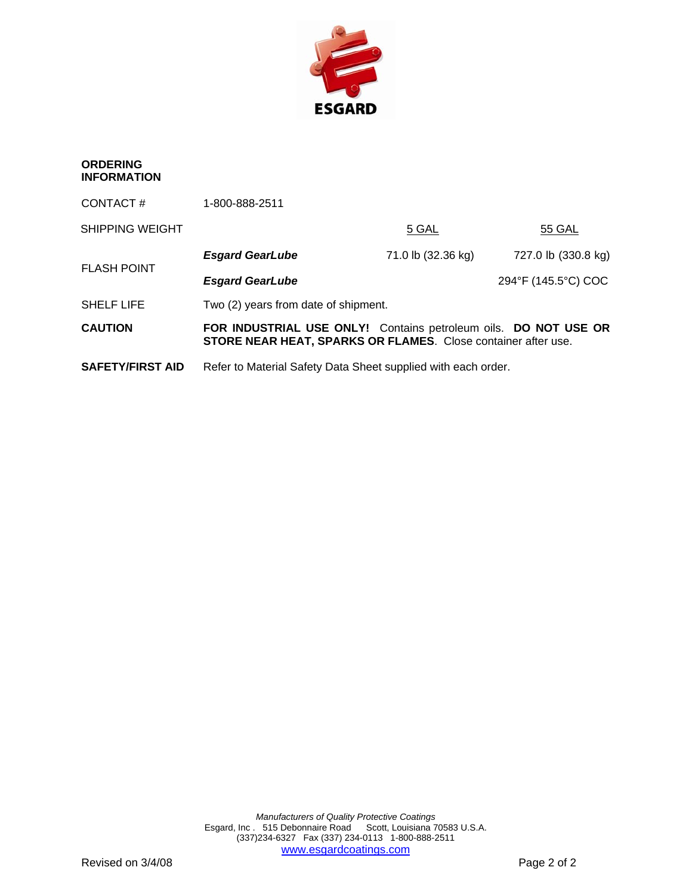ESGARD

**ORDERING INFORMATION**

| | | | |
|---|---|---|---|
| CONTACT # | 1-800-888-2511 | | |
| SHIPPING WEIGHT | | 5 GAL | 55 GAL |
| | ***Esgard GearLube*** | 71.0 lb (32.36 kg) | 727.0 lb (330.8 kg) |
| FLASH POINT | ***Esgard GearLube*** | | 294°F (145.5°C) COC |
| SHELF LIFE | Two (2) years from date of shipment. | | |
| **CAUTION** | **FOR INDUSTRIAL USE ONLY!** Contains petroleum oils. **DO NOT USE OR STORE NEAR HEAT, SPARKS OR FLAMES**. Close container after use. | | |
| **SAFETY/FIRST AID** | Refer to Material Safety Data Sheet supplied with each order. | | |

*Manufacturers of Quality Protective Coatings*
Esgard, Inc . 515 Debonnaire Road Scott, Louisiana 70583 U.S.A.
(337)234-6327 Fax (337) 234-0113 1-800-888-2511
www.esgardcoatings.com

Revised on 3/4/08